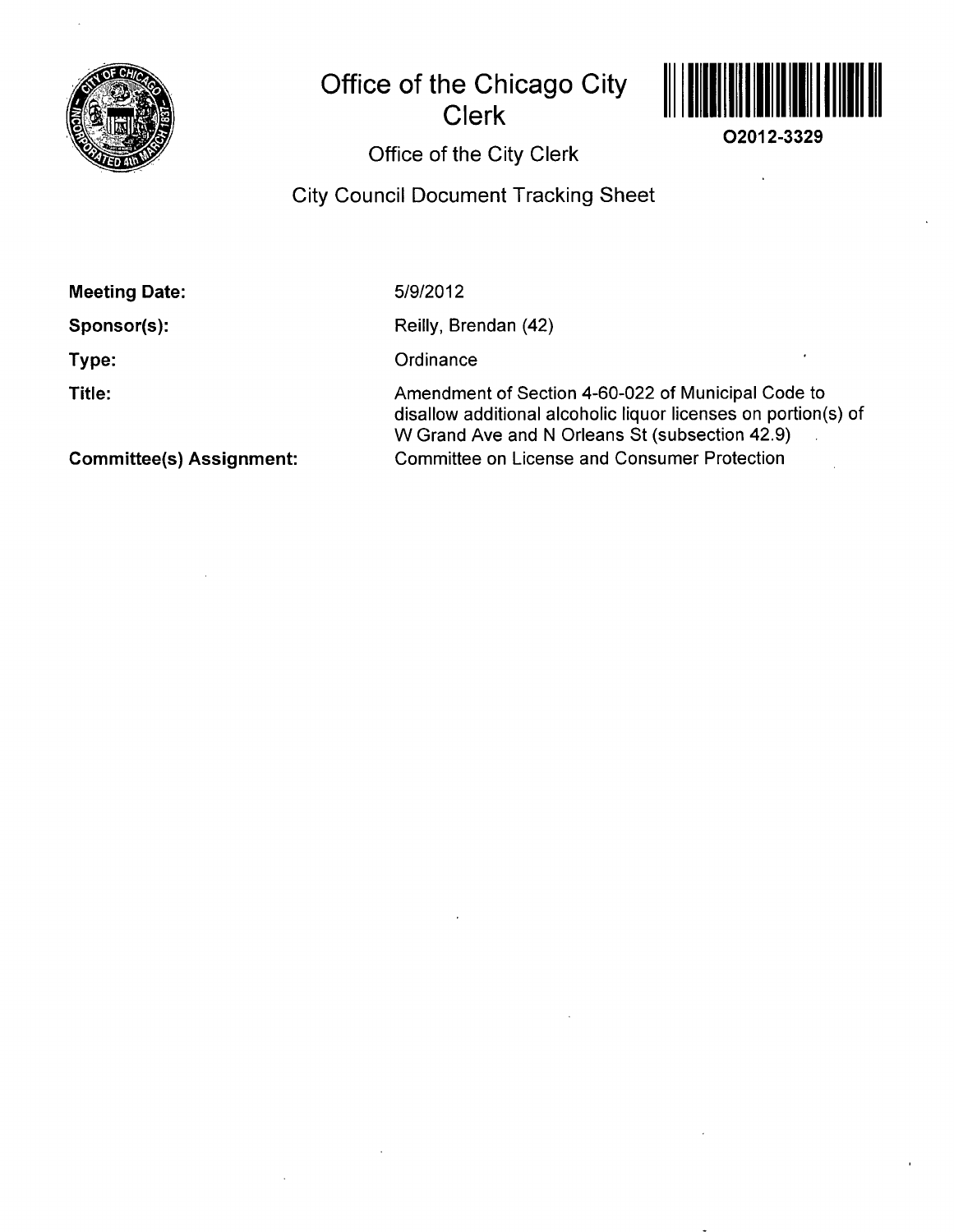# Office of the Chicago City Clerk

O2012-3329

## Office of the City Clerk

## City Council Document Tracking Sheet

**Meeting Date:** 5/9/2012

**Sponsor(s):** Reilly, Brendan (42)

**Type:** Ordinance

**Title:** Amendment of Section 4-60-022 of Municipal Code to disallow additional alcoholic liquor licenses on portion(s) of W Grand Ave and N Orleans St (subsection 42.9)

**Committee(s) Assignment:** Committee on License and Consumer Protection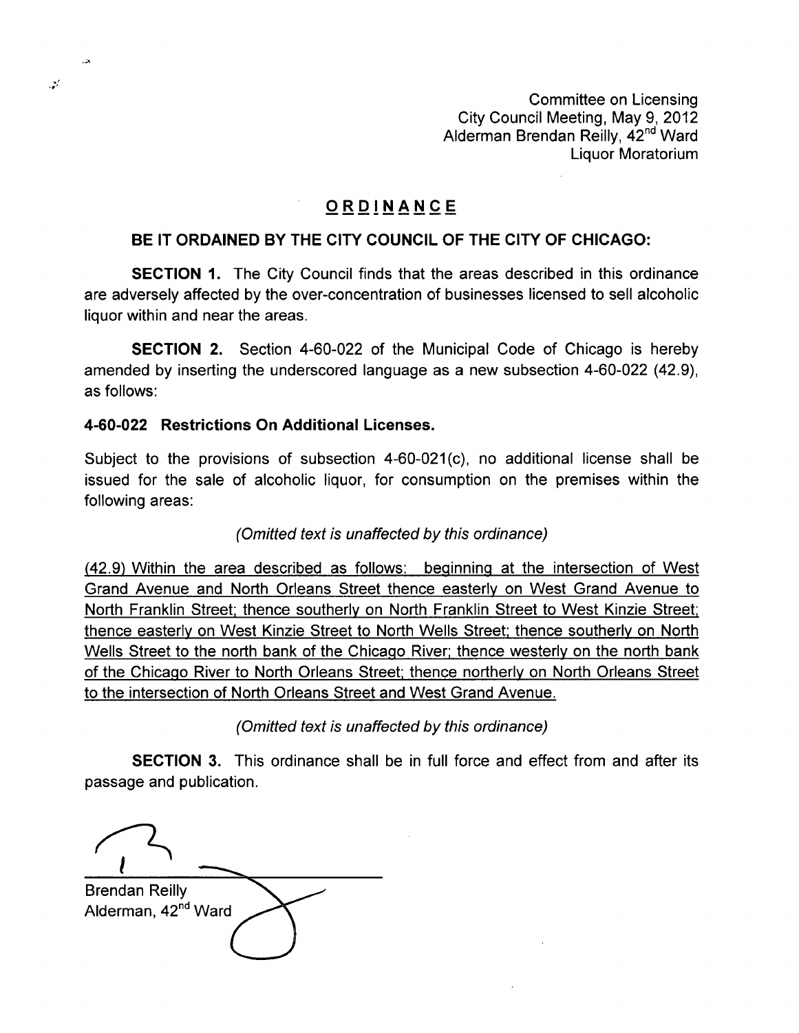Committee on Licensing
City Council Meeting, May 9, 2012
Alderman Brendan Reilly, 42nd Ward
Liquor Moratorium

# ORDINANCE

**BE IT ORDAINED BY THE CITY COUNCIL OF THE CITY OF CHICAGO:**

**SECTION 1.** The City Council finds that the areas described in this ordinance are adversely affected by the over-concentration of businesses licensed to sell alcoholic liquor within and near the areas.

**SECTION 2.** Section 4-60-022 of the Municipal Code of Chicago is hereby amended by inserting the underscored language as a new subsection 4-60-022 (42.9), as follows:

**4-60-022 Restrictions On Additional Licenses.**

Subject to the provisions of subsection 4-60-021(c), no additional license shall be issued for the sale of alcoholic liquor, for consumption on the premises within the following areas:

*(Omitted text is unaffected by this ordinance)*

<u>(42.9) Within the area described as follows: beginning at the intersection of West Grand Avenue and North Orleans Street thence easterly on West Grand Avenue to North Franklin Street; thence southerly on North Franklin Street to West Kinzie Street; thence easterly on West Kinzie Street to North Wells Street; thence southerly on North Wells Street to the north bank of the Chicago River; thence westerly on the north bank of the Chicago River to North Orleans Street; thence northerly on North Orleans Street to the intersection of North Orleans Street and West Grand Avenue.</u>

*(Omitted text is unaffected by this ordinance)*

**SECTION 3.** This ordinance shall be in full force and effect from and after its passage and publication.

Brendan Reilly
Alderman, 42nd Ward